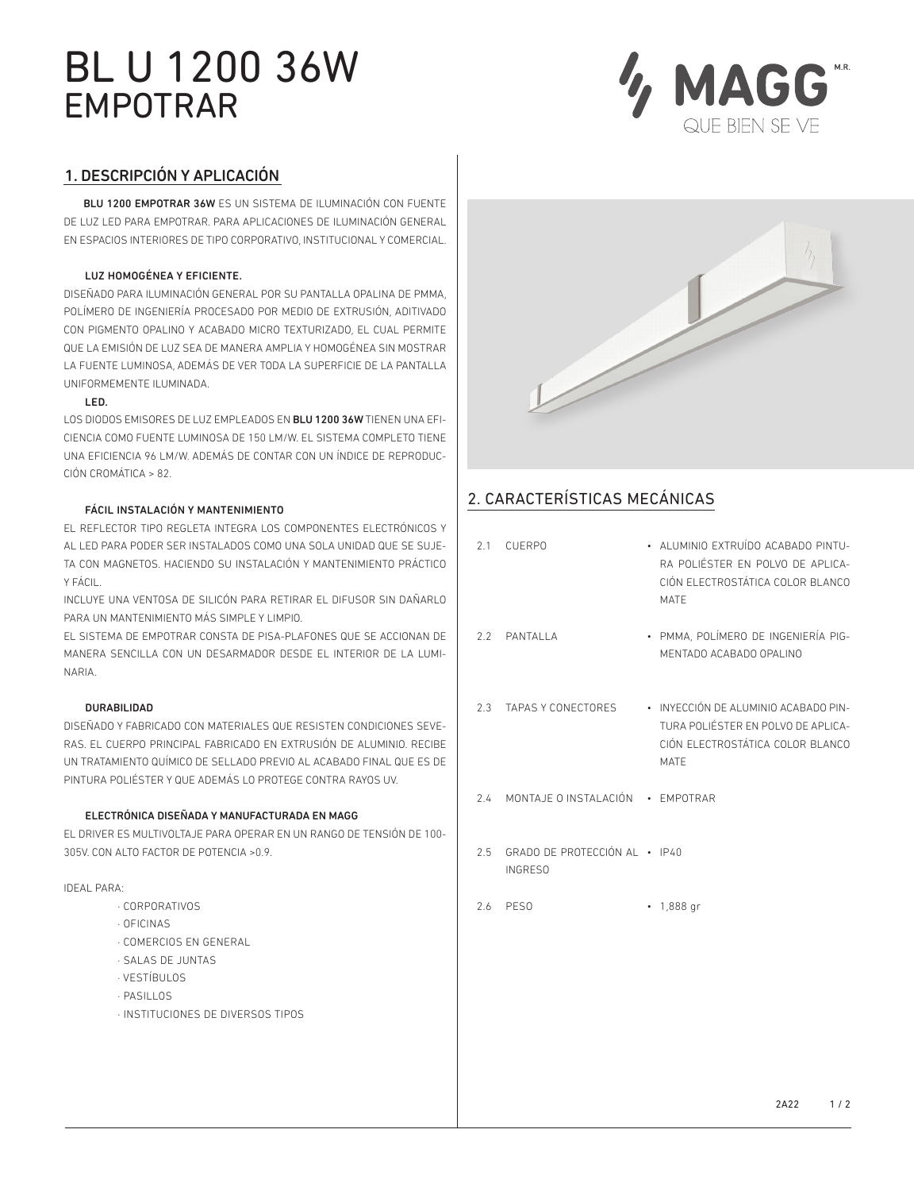# BL U 1200 36W
## EMPOTRAR

MAGG M.R.
QUE BIEN SE VE

## 1. DESCRIPCIÓN Y APLICACIÓN

**BLU 1200 EMPOTRAR 36W** ES UN SISTEMA DE ILUMINACIÓN CON FUENTE DE LUZ LED PARA EMPOTRAR. PARA APLICACIONES DE ILUMINACIÓN GENERAL EN ESPACIOS INTERIORES DE TIPO CORPORATIVO, INSTITUCIONAL Y COMERCIAL.

**LUZ HOMOGÉNEA Y EFICIENTE.**

DISEÑADO PARA ILUMINACIÓN GENERAL POR SU PANTALLA OPALINA DE PMMA, POLÍMERO DE INGENIERÍA PROCESADO POR MEDIO DE EXTRUSIÓN, ADITIVADO CON PIGMENTO OPALINO Y ACABADO MICRO TEXTURIZADO, EL CUAL PERMITE QUE LA EMISIÓN DE LUZ SEA DE MANERA AMPLIA Y HOMOGÉNEA SIN MOSTRAR LA FUENTE LUMINOSA, ADEMÁS DE VER TODA LA SUPERFICIE DE LA PANTALLA UNIFORMEMENTE ILUMINADA.

**LED.**

LOS DIODOS EMISORES DE LUZ EMPLEADOS EN **BLU 1200 36W** TIENEN UNA EFICIENCIA COMO FUENTE LUMINOSA DE 150 LM/W. EL SISTEMA COMPLETO TIENE UNA EFICIENCIA 96 LM/W. ADEMÁS DE CONTAR CON UN ÍNDICE DE REPRODUCCIÓN CROMÁTICA > 82.

**FÁCIL INSTALACIÓN Y MANTENIMIENTO**

EL REFLECTOR TIPO REGLETA INTEGRA LOS COMPONENTES ELECTRÓNICOS Y AL LED PARA PODER SER INSTALADOS COMO UNA SOLA UNIDAD QUE SE SUJETA CON MAGNETOS. HACIENDO SU INSTALACIÓN Y MANTENIMIENTO PRÁCTICO Y FÁCIL.

INCLUYE UNA VENTOSA DE SILICÓN PARA RETIRAR EL DIFUSOR SIN DAÑARLO PARA UN MANTENIMIENTO MÁS SIMPLE Y LIMPIO.

EL SISTEMA DE EMPOTRAR CONSTA DE PISA-PLAFONES QUE SE ACCIONAN DE MANERA SENCILLA CON UN DESARMADOR DESDE EL INTERIOR DE LA LUMINARIA.

**DURABILIDAD**

DISEÑADO Y FABRICADO CON MATERIALES QUE RESISTEN CONDICIONES SEVERAS. EL CUERPO PRINCIPAL FABRICADO EN EXTRUSIÓN DE ALUMINIO. RECIBE UN TRATAMIENTO QUÍMICO DE SELLADO PREVIO AL ACABADO FINAL QUE ES DE PINTURA POLIÉSTER Y QUE ADEMÁS LO PROTEGE CONTRA RAYOS UV.

**ELECTRÓNICA DISEÑADA Y MANUFACTURADA EN MAGG**

EL DRIVER ES MULTIVOLTAJE PARA OPERAR EN UN RANGO DE TENSIÓN DE 100-305V. CON ALTO FACTOR DE POTENCIA >0.9.

IDEAL PARA:

- CORPORATIVOS
- OFICINAS
- COMERCIOS EN GENERAL
- SALAS DE JUNTAS
- VESTÍBULOS
- PASILLOS
- INSTITUCIONES DE DIVERSOS TIPOS

## 2. CARACTERÍSTICAS MECÁNICAS

| | | |
|---|---|---|
| 2.1 | CUERPO | • ALUMINIO EXTRUÍDO ACABADO PINTURA POLIÉSTER EN POLVO DE APLICACIÓN ELECTROSTÁTICA COLOR BLANCO MATE |
| 2.2 | PANTALLA | • PMMA, POLÍMERO DE INGENIERÍA PIGMENTADO ACABADO OPALINO |
| 2.3 | TAPAS Y CONECTORES | • INYECCIÓN DE ALUMINIO ACABADO PINTURA POLIÉSTER EN POLVO DE APLICACIÓN ELECTROSTÁTICA COLOR BLANCO MATE |
| 2.4 | MONTAJE O INSTALACIÓN | • EMPOTRAR |
| 2.5 | GRADO DE PROTECCIÓN AL INGRESO | • IP40 |
| 2.6 | PESO | • 1,888 gr |

2A22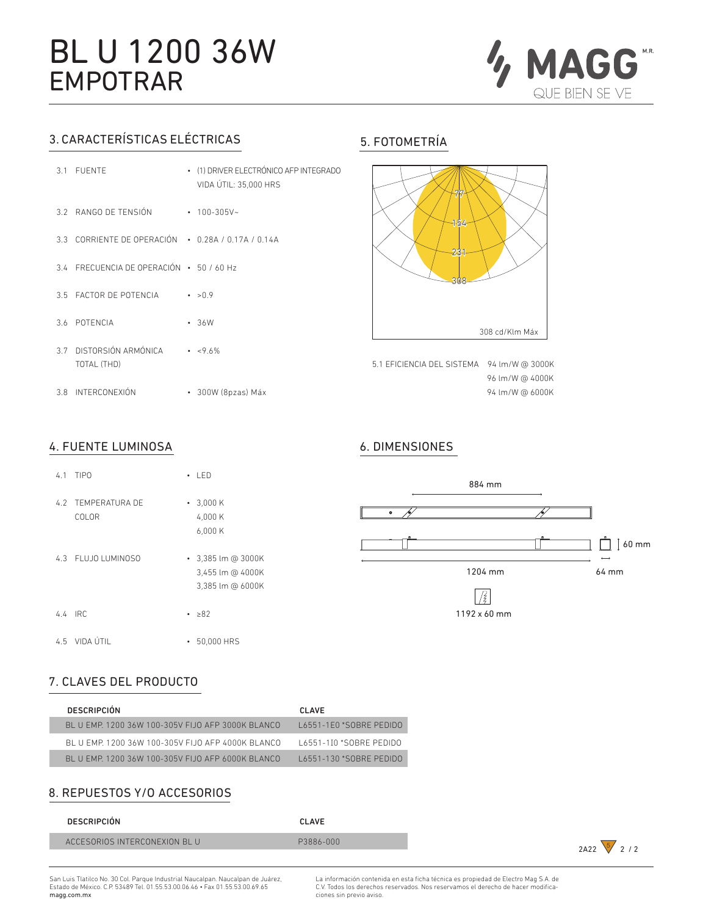# BL U 1200 36W
# EMPOTRAR

MAGG M.R. QUE BIEN SE VE

## 3. CARACTERÍSTICAS ELÉCTRICAS

| | | |
|---|---|---|
| 3.1 | FUENTE | (1) DRIVER ELECTRÓNICO AFP INTEGRADO<br>VIDA ÚTIL: 35,000 HRS |
| 3.2 | RANGO DE TENSIÓN | 100-305V~ |
| 3.3 | CORRIENTE DE OPERACIÓN | 0.28A / 0.17A / 0.14A |
| 3.4 | FRECUENCIA DE OPERACIÓN | 50 / 60 Hz |
| 3.5 | FACTOR DE POTENCIA | >0.9 |
| 3.6 | POTENCIA | 36W |
| 3.7 | DISTORSIÓN ARMÓNICA TOTAL (THD) | <9.6% |
| 3.8 | INTERCONEXIÓN | 300W (8pzas) Máx |

## 5. FOTOMETRÍA

77
154
231
308
308 cd/Klm Máx

5.1 EFICIENCIA DEL SISTEMA
94 lm/W @ 3000K
96 lm/W @ 4000K
94 lm/W @ 6000K

## 4. FUENTE LUMINOSA

| | | |
|---|---|---|
| 4.1 | TIPO | LED |
| 4.2 | TEMPERATURA DE COLOR | 3,000 K<br>4,000 K<br>6,000 K |
| 4.3 | FLUJO LUMINOSO | 3,385 lm @ 3000K<br>3,455 lm @ 4000K<br>3,385 lm @ 6000K |
| 4.4 | IRC | ≥82 |
| 4.5 | VIDA ÚTIL | 50,000 HRS |

## 6. DIMENSIONES

884 mm
60 mm
1204 mm
64 mm
1192 x 60 mm

## 7. CLAVES DEL PRODUCTO

| DESCRIPCIÓN | CLAVE |
|---|---|
| BL U EMP. 1200 36W 100-305V FIJO AFP 3000K BLANCO | L6551-1E0 *SOBRE PEDIDO |
| BL U EMP. 1200 36W 100-305V FIJO AFP 4000K BLANCO | L6551-1I0 *SOBRE PEDIDO |
| BL U EMP. 1200 36W 100-305V FIJO AFP 6000K BLANCO | L6551-130 *SOBRE PEDIDO |

## 8. REPUESTOS Y/O ACCESORIOS

| DESCRIPCIÓN | CLAVE |
|---|---|
| ACCESORIOS INTERCONEXION BL U | P3886-000 |

2A22 5

San Luis Tlatilco No. 30 Col. Parque Industrial Naucalpan. Naucalpan de Juárez, Estado de México. C.P. 53489 Tel. 01.55.53.00.06.46 • Fax 01.55.53.00.69.65
magg.com.mx

La información contenida en esta ficha técnica es propiedad de Electro Mag S.A. de C.V. Todos los derechos reservados. Nos reservamos el derecho de hacer modificaciones sin previo aviso.